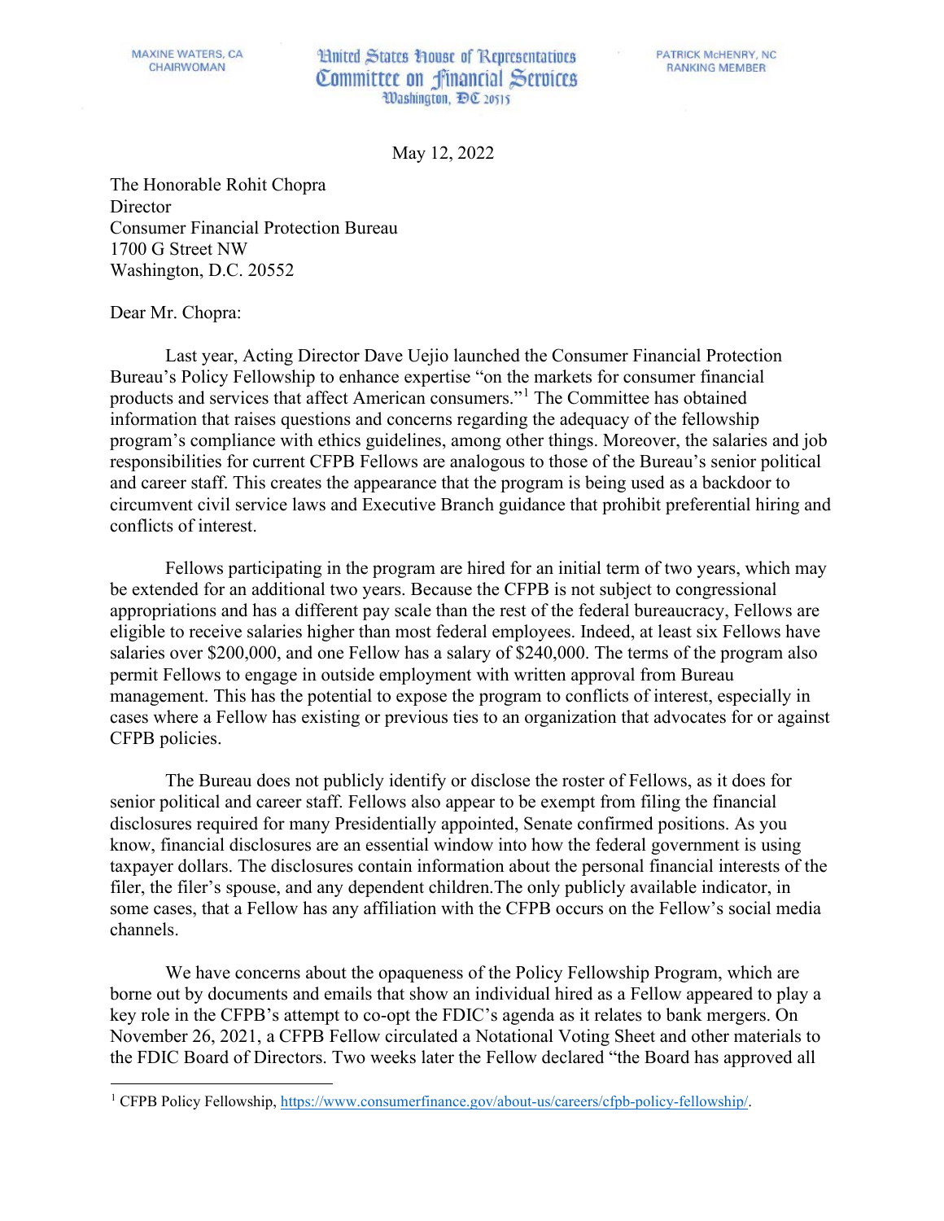MAXINE WATERS, CA
CHAIRWOMAN

United States House of Representatives
Committee on Financial Services
Washington, DC 20515

PATRICK McHENRY, NC
RANKING MEMBER

May 12, 2022

The Honorable Rohit Chopra
Director
Consumer Financial Protection Bureau
1700 G Street NW
Washington, D.C. 20552

Dear Mr. Chopra:

Last year, Acting Director Dave Uejio launched the Consumer Financial Protection Bureau's Policy Fellowship to enhance expertise "on the markets for consumer financial products and services that affect American consumers."[1] The Committee has obtained information that raises questions and concerns regarding the adequacy of the fellowship program's compliance with ethics guidelines, among other things. Moreover, the salaries and job responsibilities for current CFPB Fellows are analogous to those of the Bureau's senior political and career staff. This creates the appearance that the program is being used as a backdoor to circumvent civil service laws and Executive Branch guidance that prohibit preferential hiring and conflicts of interest.

Fellows participating in the program are hired for an initial term of two years, which may be extended for an additional two years. Because the CFPB is not subject to congressional appropriations and has a different pay scale than the rest of the federal bureaucracy, Fellows are eligible to receive salaries higher than most federal employees. Indeed, at least six Fellows have salaries over $200,000, and one Fellow has a salary of $240,000. The terms of the program also permit Fellows to engage in outside employment with written approval from Bureau management. This has the potential to expose the program to conflicts of interest, especially in cases where a Fellow has existing or previous ties to an organization that advocates for or against CFPB policies.

The Bureau does not publicly identify or disclose the roster of Fellows, as it does for senior political and career staff. Fellows also appear to be exempt from filing the financial disclosures required for many Presidentially appointed, Senate confirmed positions. As you know, financial disclosures are an essential window into how the federal government is using taxpayer dollars. The disclosures contain information about the personal financial interests of the filer, the filer's spouse, and any dependent children.The only publicly available indicator, in some cases, that a Fellow has any affiliation with the CFPB occurs on the Fellow's social media channels.

We have concerns about the opaqueness of the Policy Fellowship Program, which are borne out by documents and emails that show an individual hired as a Fellow appeared to play a key role in the CFPB's attempt to co-opt the FDIC's agenda as it relates to bank mergers. On November 26, 2021, a CFPB Fellow circulated a Notational Voting Sheet and other materials to the FDIC Board of Directors. Two weeks later the Fellow declared "the Board has approved all

[1] CFPB Policy Fellowship, https://www.consumerfinance.gov/about-us/careers/cfpb-policy-fellowship/.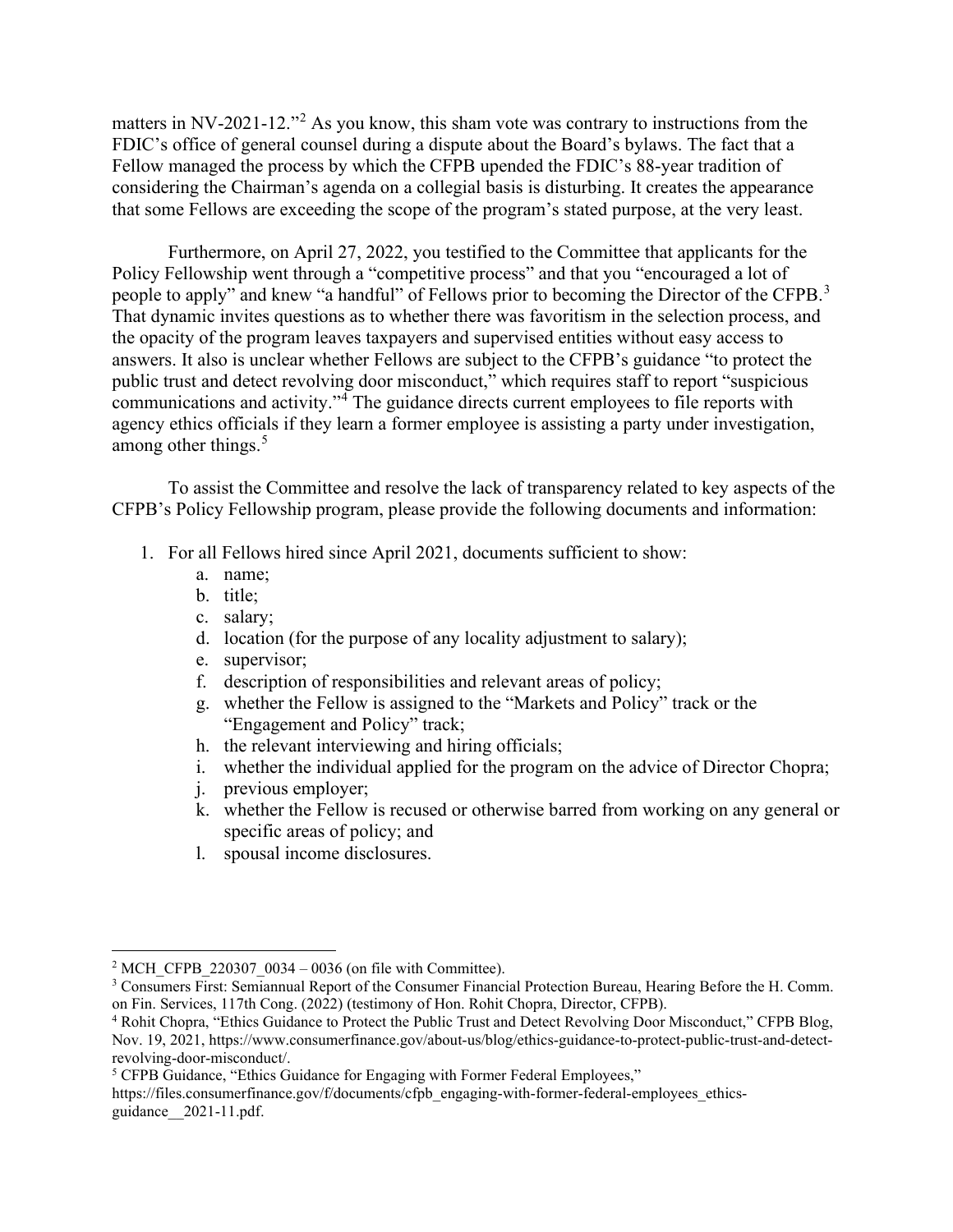matters in NV-2021-12."[2] As you know, this sham vote was contrary to instructions from the FDIC's office of general counsel during a dispute about the Board's bylaws. The fact that a Fellow managed the process by which the CFPB upended the FDIC's 88-year tradition of considering the Chairman's agenda on a collegial basis is disturbing. It creates the appearance that some Fellows are exceeding the scope of the program's stated purpose, at the very least.

Furthermore, on April 27, 2022, you testified to the Committee that applicants for the Policy Fellowship went through a "competitive process" and that you "encouraged a lot of people to apply" and knew "a handful" of Fellows prior to becoming the Director of the CFPB.[3] That dynamic invites questions as to whether there was favoritism in the selection process, and the opacity of the program leaves taxpayers and supervised entities without easy access to answers. It also is unclear whether Fellows are subject to the CFPB's guidance "to protect the public trust and detect revolving door misconduct," which requires staff to report "suspicious communications and activity."[4] The guidance directs current employees to file reports with agency ethics officials if they learn a former employee is assisting a party under investigation, among other things.[5]

To assist the Committee and resolve the lack of transparency related to key aspects of the CFPB's Policy Fellowship program, please provide the following documents and information:

1. For all Fellows hired since April 2021, documents sufficient to show:
    a. name;
    b. title;
    c. salary;
    d. location (for the purpose of any locality adjustment to salary);
    e. supervisor;
    f. description of responsibilities and relevant areas of policy;
    g. whether the Fellow is assigned to the "Markets and Policy" track or the "Engagement and Policy" track;
    h. the relevant interviewing and hiring officials;
    i. whether the individual applied for the program on the advice of Director Chopra;
    j. previous employer;
    k. whether the Fellow is recused or otherwise barred from working on any general or specific areas of policy; and
    l. spousal income disclosures.

---

[2] MCH_CFPB_220307_0034 – 0036 (on file with Committee).

[3] Consumers First: Semiannual Report of the Consumer Financial Protection Bureau, Hearing Before the H. Comm. on Fin. Services, 117th Cong. (2022) (testimony of Hon. Rohit Chopra, Director, CFPB).

[4] Rohit Chopra, "Ethics Guidance to Protect the Public Trust and Detect Revolving Door Misconduct," CFPB Blog, Nov. 19, 2021, https://www.consumerfinance.gov/about-us/blog/ethics-guidance-to-protect-public-trust-and-detect-revolving-door-misconduct/.

[5] CFPB Guidance, "Ethics Guidance for Engaging with Former Federal Employees," https://files.consumerfinance.gov/f/documents/cfpb_engaging-with-former-federal-employees_ethics-guidance__2021-11.pdf.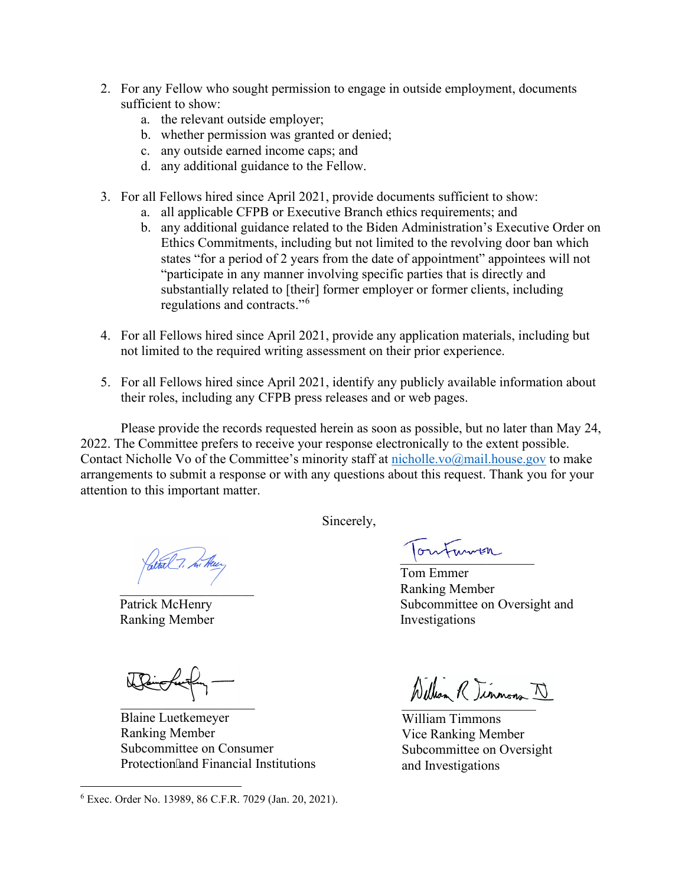2. For any Fellow who sought permission to engage in outside employment, documents sufficient to show:
   a. the relevant outside employer;
   b. whether permission was granted or denied;
   c. any outside earned income caps; and
   d. any additional guidance to the Fellow.

3. For all Fellows hired since April 2021, provide documents sufficient to show:
   a. all applicable CFPB or Executive Branch ethics requirements; and
   b. any additional guidance related to the Biden Administration's Executive Order on Ethics Commitments, including but not limited to the revolving door ban which states "for a period of 2 years from the date of appointment" appointees will not "participate in any manner involving specific parties that is directly and substantially related to [their] former employer or former clients, including regulations and contracts."[6]

4. For all Fellows hired since April 2021, provide any application materials, including but not limited to the required writing assessment on their prior experience.

5. For all Fellows hired since April 2021, identify any publicly available information about their roles, including any CFPB press releases and or web pages.

Please provide the records requested herein as soon as possible, but no later than May 24, 2022. The Committee prefers to receive your response electronically to the extent possible. Contact Nicholle Vo of the Committee's minority staff at nicholle.vo@mail.house.gov to make arrangements to submit a response or with any questions about this request. Thank you for your attention to this important matter.

Sincerely,

Patrick McHenry
Ranking Member

Tom Emmer
Ranking Member
Subcommittee on Oversight and Investigations

Blaine Luetkemeyer
Ranking Member
Subcommittee on Consumer Protection and Financial Institutions

William Timmons
Vice Ranking Member
Subcommittee on Oversight and Investigations

---

[6] Exec. Order No. 13989, 86 C.F.R. 7029 (Jan. 20, 2021).